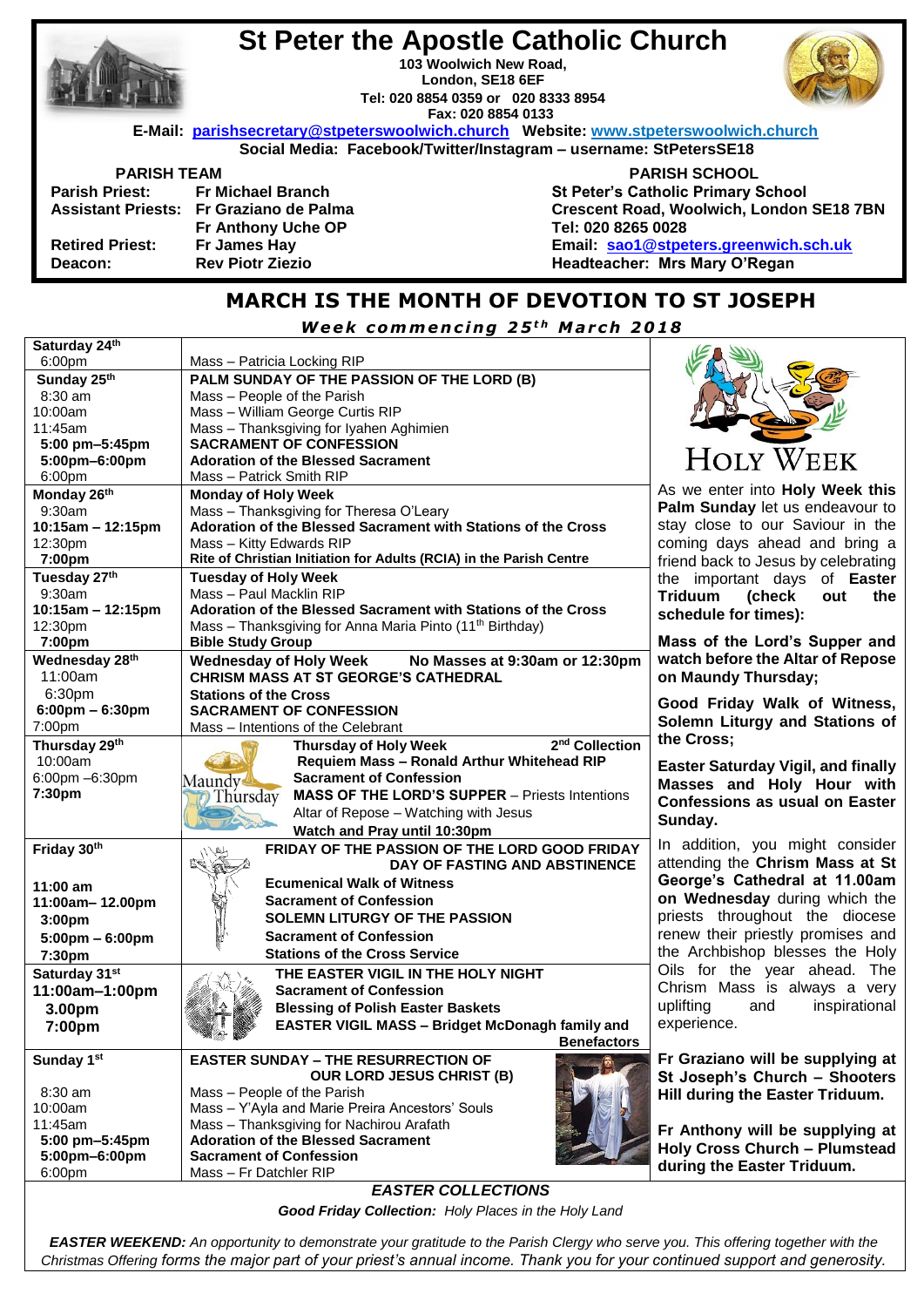# St Peter the Apostle Catholic Church

**103 Woolwich New Road, London, SE18 6EF**
**Tel: 020 8854 0359 or 020 8333 8954**
**Fax: 020 8854 0133**

**E-Mail: parishsecretary@stpeterswoolwich.church Website: www.stpeterswoolwich.church**
**Social Media: Facebook/Twitter/Instagram – username: StPetersSE18**

**PARISH TEAM**

| | |
|---|---|
| **Parish Priest:** | **Fr Michael Branch** |
| **Assistant Priests:** | **Fr Graziano de Palma** |
| | **Fr Anthony Uche OP** |
| **Retired Priest:** | **Fr James Hay** |
| **Deacon:** | **Rev Piotr Ziezio** |

**PARISH SCHOOL**

**St Peter's Catholic Primary School**
**Crescent Road, Woolwich, London SE18 7BN**
**Tel: 020 8265 0028**
**Email: sao1@stpeters.greenwich.sch.uk**
**Headteacher: Mrs Mary O'Regan**

## MARCH IS THE MONTH OF DEVOTION TO ST JOSEPH

***Week commencing 25th March 2018***

| | |
|---|---|
| **Saturday 24th** | |
| 6:00pm | Mass – Patricia Locking RIP |
| **Sunday 25th** | **PALM SUNDAY OF THE PASSION OF THE LORD (B)** |
| 8:30 am | Mass – People of the Parish |
| 10:00am | Mass – William George Curtis RIP |
| 11:45am | Mass – Thanksgiving for Iyahen Aghimien |
| **5:00 pm–5:45pm** | **SACRAMENT OF CONFESSION** |
| **5:00pm–6:00pm** | **Adoration of the Blessed Sacrament** |
| 6:00pm | Mass – Patrick Smith RIP |
| **Monday 26th** | **Monday of Holy Week** |
| 9:30am | Mass – Thanksgiving for Theresa O'Leary |
| **10:15am – 12:15pm** | **Adoration of the Blessed Sacrament with Stations of the Cross** |
| 12:30pm | Mass – Kitty Edwards RIP |
| **7:00pm** | **Rite of Christian Initiation for Adults (RCIA) in the Parish Centre** |
| **Tuesday 27th** | **Tuesday of Holy Week** |
| 9:30am | Mass – Paul Macklin RIP |
| **10:15am – 12:15pm** | **Adoration of the Blessed Sacrament with Stations of the Cross** |
| 12:30pm | Mass – Thanksgiving for Anna Maria Pinto (11th Birthday) |
| **7:00pm** | **Bible Study Group** |
| **Wednesday 28th** | **Wednesday of Holy Week** **No Masses at 9:30am or 12:30pm** |
| 11:00am | **CHRISM MASS AT ST GEORGE'S CATHEDRAL** |
| 6:30pm | **Stations of the Cross** |
| **6:00pm – 6:30pm** | **SACRAMENT OF CONFESSION** |
| 7:00pm | Mass – Intentions of the Celebrant |
| **Thursday 29th** | **Thursday of Holy Week** **2nd Collection** |
| 10:00am | **Requiem Mass – Ronald Arthur Whitehead RIP** |
| 6:00pm –6:30pm | **Sacrament of Confession** |
| **7:30pm** | **MASS OF THE LORD'S SUPPER** – Priests Intentions |
| | Altar of Repose – Watching with Jesus |
| | **Watch and Pray until 10:30pm** |
| **Friday 30th** | **FRIDAY OF THE PASSION OF THE LORD GOOD FRIDAY DAY OF FASTING AND ABSTINENCE** |
| **11:00 am** | **Ecumenical Walk of Witness** |
| **11:00am– 12.00pm** | **Sacrament of Confession** |
| **3:00pm** | **SOLEMN LITURGY OF THE PASSION** |
| **5:00pm – 6:00pm** | **Sacrament of Confession** |
| **7:30pm** | **Stations of the Cross Service** |
| **Saturday 31st** | **THE EASTER VIGIL IN THE HOLY NIGHT** |
| **11:00am–1:00pm** | **Sacrament of Confession** |
| **3.00pm** | **Blessing of Polish Easter Baskets** |
| **7:00pm** | **EASTER VIGIL MASS – Bridget McDonagh family and Benefactors** |
| **Sunday 1st** | **EASTER SUNDAY – THE RESURRECTION OF OUR LORD JESUS CHRIST (B)** |
| 8:30 am | Mass – People of the Parish |
| 10:00am | Mass – Y'Ayla and Marie Preira Ancestors' Souls |
| 11:45am | Mass – Thanksgiving for Nachirou Arafath |
| **5:00 pm–5:45pm** | **Adoration of the Blessed Sacrament** |
| **5:00pm–6:00pm** | **Sacrament of Confession** |
| 6:00pm | Mass – Fr Datchler RIP |

## HOLY WEEK

As we enter into **Holy Week this Palm Sunday** let us endeavour to stay close to our Saviour in the coming days ahead and bring a friend back to Jesus by celebrating the important days of **Easter Triduum (check out the schedule for times):**

**Mass of the Lord's Supper and watch before the Altar of Repose on Maundy Thursday;**

**Good Friday Walk of Witness, Solemn Liturgy and Stations of the Cross;**

**Easter Saturday Vigil, and finally Masses and Holy Hour with Confessions as usual on Easter Sunday.**

In addition, you might consider attending the **Chrism Mass at St George's Cathedral at 11.00am on Wednesday** during which the priests throughout the diocese renew their priestly promises and the Archbishop blesses the Holy Oils for the year ahead. The Chrism Mass is always a very uplifting and inspirational experience.

**Fr Graziano will be supplying at St Joseph's Church – Shooters Hill during the Easter Triduum.**

**Fr Anthony will be supplying at Holy Cross Church – Plumstead during the Easter Triduum.**

### *EASTER COLLECTIONS*

***Good Friday Collection:*** *Holy Places in the Holy Land*

***EASTER WEEKEND:*** *An opportunity to demonstrate your gratitude to the Parish Clergy who serve you. This offering together with the Christmas Offering forms the major part of your priest's annual income. Thank you for your continued support and generosity.*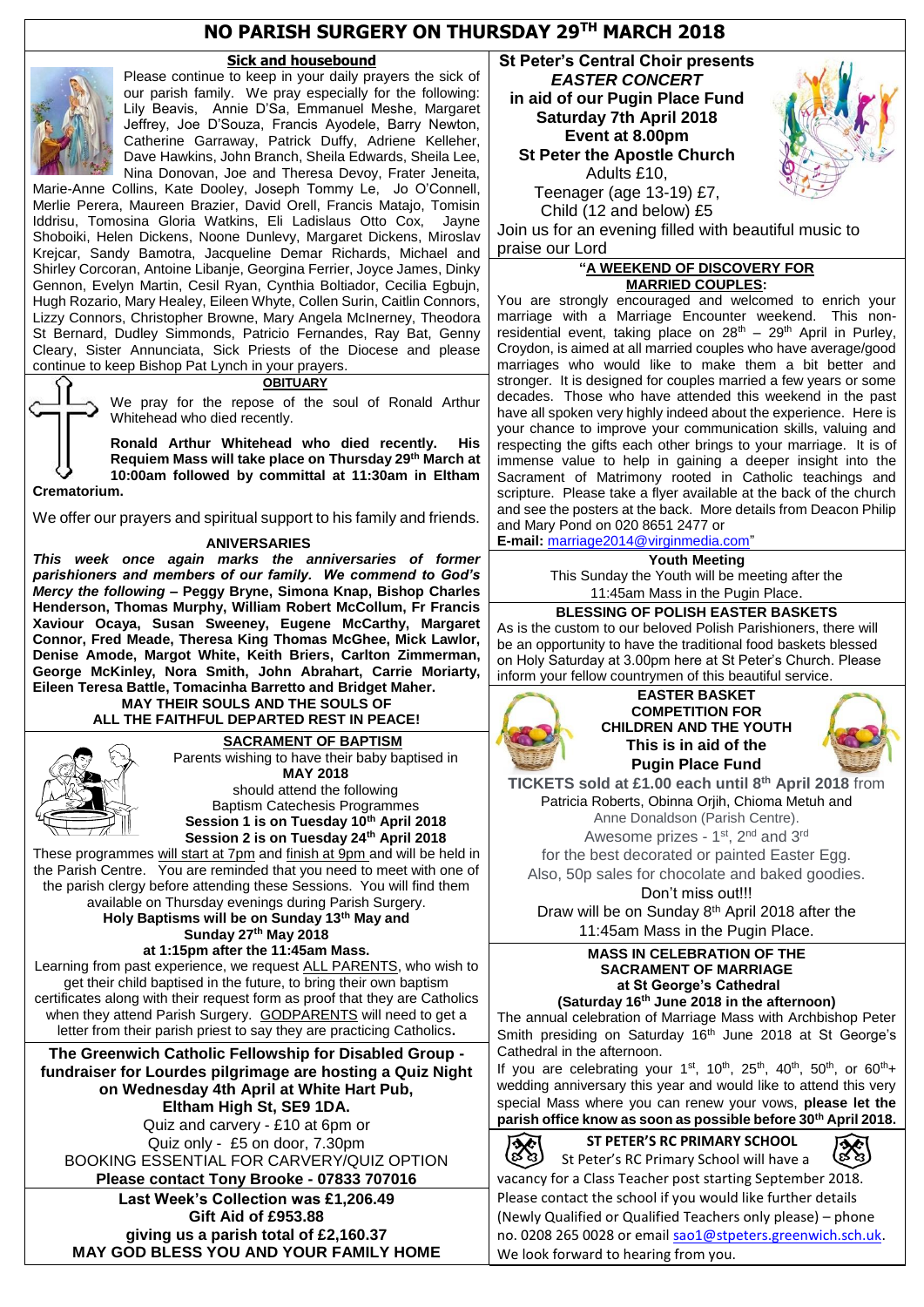# NO PARISH SURGERY ON THURSDAY 29TH MARCH 2018

## Sick and housebound

Please continue to keep in your daily prayers the sick of our parish family. We pray especially for the following: Lily Beavis, Annie D'Sa, Emmanuel Meshe, Margaret Jeffrey, Joe D'Souza, Francis Ayodele, Barry Newton, Catherine Garraway, Patrick Duffy, Adriene Kelleher, Dave Hawkins, John Branch, Sheila Edwards, Sheila Lee, Nina Donovan, Joe and Theresa Devoy, Frater Jeneita, Marie-Anne Collins, Kate Dooley, Joseph Tommy Le, Jo O'Connell, Merlie Perera, Maureen Brazier, David Orell, Francis Matajo, Tomisin Iddrisu, Tomosina Gloria Watkins, Eli Ladislaus Otto Cox, Jayne Shoboiki, Helen Dickens, Noone Dunlevy, Margaret Dickens, Miroslav Krejcar, Sandy Bamotra, Jacqueline Demar Richards, Michael and Shirley Corcoran, Antoine Libanje, Georgina Ferrier, Joyce James, Dinky Gennon, Evelyn Martin, Cesil Ryan, Cynthia Boltiador, Cecilia Egbujn, Hugh Rozario, Mary Healey, Eileen Whyte, Collen Surin, Caitlin Connors, Lizzy Connors, Christopher Browne, Mary Angela McInerney, Theodora St Bernard, Dudley Simmonds, Patricio Fernandes, Ray Bat, Genny Cleary, Sister Annunciata, Sick Priests of the Diocese and please continue to keep Bishop Pat Lynch in your prayers.

## OBITUARY

We pray for the repose of the soul of Ronald Arthur Whitehead who died recently.

**Ronald Arthur Whitehead who died recently. His Requiem Mass will take place on Thursday 29th March at 10:00am followed by committal at 11:30am in Eltham Crematorium.**

We offer our prayers and spiritual support to his family and friends.

## ANIVERSARIES

***This week once again marks the anniversaries of former parishioners and members of our family. We commend to God's Mercy the following* – Peggy Bryne, Simona Knap, Bishop Charles Henderson, Thomas Murphy, William Robert McCollum, Fr Francis Xaviour Ocaya, Susan Sweeney, Eugene McCarthy, Margaret Connor, Fred Meade, Theresa King Thomas McGhee, Mick Lawlor, Denise Amode, Margot White, Keith Briers, Carlton Zimmerman, George McKinley, Nora Smith, John Abrahart, Carrie Moriarty, Eileen Teresa Battle, Tomacinha Barretto and Bridget Maher.**

**MAY THEIR SOULS AND THE SOULS OF ALL THE FAITHFUL DEPARTED REST IN PEACE!**

## SACRAMENT OF BAPTISM

Parents wishing to have their baby baptised in **MAY 2018** should attend the following Baptism Catechesis Programmes

**Session 1 is on Tuesday 10th April 2018**
**Session 2 is on Tuesday 24th April 2018**

These programmes will start at 7pm and finish at 9pm and will be held in the Parish Centre. You are reminded that you need to meet with one of the parish clergy before attending these Sessions. You will find them available on Thursday evenings during Parish Surgery.

**Holy Baptisms will be on Sunday 13th May and Sunday 27th May 2018 at 1:15pm after the 11:45am Mass.**

Learning from past experience, we request ALL PARENTS, who wish to get their child baptised in the future, to bring their own baptism certificates along with their request form as proof that they are Catholics when they attend Parish Surgery. GODPARENTS will need to get a letter from their parish priest to say they are practicing Catholics**.**

**The Greenwich Catholic Fellowship for Disabled Group - fundraiser for Lourdes pilgrimage are hosting a Quiz Night on Wednesday 4th April at White Hart Pub, Eltham High St, SE9 1DA.**

Quiz and carvery - £10 at 6pm or
Quiz only - £5 on door, 7.30pm
BOOKING ESSENTIAL FOR CARVERY/QUIZ OPTION
**Please contact Tony Brooke - 07833 707016**

**Last Week's Collection was £1,206.49**
**Gift Aid of £953.88**
**giving us a parish total of £2,160.37**
**MAY GOD BLESS YOU AND YOUR FAMILY HOME**

---

**St Peter's Central Choir presents**
***EASTER CONCERT***
**in aid of our Pugin Place Fund**
**Saturday 7th April 2018**
**Event at 8.00pm**
**St Peter the Apostle Church**

Adults £10,
Teenager (age 13-19) £7,
Child (12 and below) £5

Join us for an evening filled with beautiful music to praise our Lord

## "A WEEKEND OF DISCOVERY FOR MARRIED COUPLES:

You are strongly encouraged and welcomed to enrich your marriage with a Marriage Encounter weekend. This non-residential event, taking place on 28th – 29th April in Purley, Croydon, is aimed at all married couples who have average/good marriages who would like to make them a bit better and stronger. It is designed for couples married a few years or some decades. Those who have attended this weekend in the past have all spoken very highly indeed about the experience. Here is your chance to improve your communication skills, valuing and respecting the gifts each other brings to your marriage. It is of immense value to help in gaining a deeper insight into the Sacrament of Matrimony rooted in Catholic teachings and scripture. Please take a flyer available at the back of the church and see the posters at the back. More details from Deacon Philip and Mary Pond on 020 8651 2477 or

**E-mail:** marriage2014@virginmedia.com"

## Youth Meeting

This Sunday the Youth will be meeting after the 11:45am Mass in the Pugin Place.

## BLESSING OF POLISH EASTER BASKETS

As is the custom to our beloved Polish Parishioners, there will be an opportunity to have the traditional food baskets blessed on Holy Saturday at 3.00pm here at St Peter's Church. Please inform your fellow countrymen of this beautiful service.

## EASTER BASKET COMPETITION FOR CHILDREN AND THE YOUTH

**This is in aid of the Pugin Place Fund**

**TICKETS sold at £1.00 each until 8th April 2018** from Patricia Roberts, Obinna Orjih, Chioma Metuh and Anne Donaldson (Parish Centre).

Awesome prizes - 1st, 2nd and 3rd for the best decorated or painted Easter Egg.

Also, 50p sales for chocolate and baked goodies.

Don't miss out!!!

Draw will be on Sunday 8th April 2018 after the 11:45am Mass in the Pugin Place.

## MASS IN CELEBRATION OF THE SACRAMENT OF MARRIAGE at St George's Cathedral (Saturday 16th June 2018 in the afternoon)

The annual celebration of Marriage Mass with Archbishop Peter Smith presiding on Saturday 16th June 2018 at St George's Cathedral in the afternoon.

If you are celebrating your 1st, 10th, 25th, 40th, 50th, or 60th+ wedding anniversary this year and would like to attend this very special Mass where you can renew your vows, **please let the parish office know as soon as possible before 30th April 2018.**

## ST PETER'S RC PRIMARY SCHOOL

St Peter's RC Primary School will have a vacancy for a Class Teacher post starting September 2018. Please contact the school if you would like further details (Newly Qualified or Qualified Teachers only please) – phone no. 0208 265 0028 or email sao1@stpeters.greenwich.sch.uk. We look forward to hearing from you.